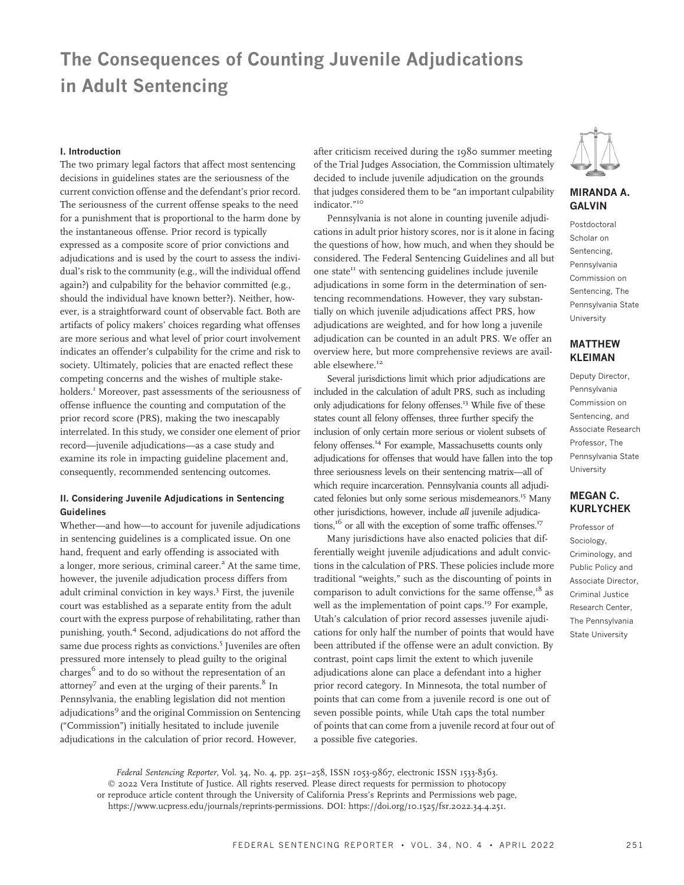# The Consequences of Counting Juvenile Adjudications in Adult Sentencing

**MIRANDA A. GALVIN**

Postdoctoral Scholar on Sentencing, Pennsylvania Commission on Sentencing, The Pennsylvania State University

**MATTHEW KLEIMAN**

Deputy Director, Pennsylvania Commission on Sentencing, and Associate Research Professor, The Pennsylvania State University

**MEGAN C. KURLYCHEK**

Professor of Sociology, Criminology, and Public Policy and Associate Director, Criminal Justice Research Center, The Pennsylvania State University

### I. Introduction

The two primary legal factors that affect most sentencing decisions in guidelines states are the seriousness of the current conviction offense and the defendant's prior record. The seriousness of the current offense speaks to the need for a punishment that is proportional to the harm done by the instantaneous offense. Prior record is typically expressed as a composite score of prior convictions and adjudications and is used by the court to assess the individual's risk to the community (e.g., will the individual offend again?) and culpability for the behavior committed (e.g., should the individual have known better?). Neither, however, is a straightforward count of observable fact. Both are artifacts of policy makers' choices regarding what offenses are more serious and what level of prior court involvement indicates an offender's culpability for the crime and risk to society. Ultimately, policies that are enacted reflect these competing concerns and the wishes of multiple stakeholders.[1] Moreover, past assessments of the seriousness of offense influence the counting and computation of the prior record score (PRS), making the two inescapably interrelated. In this study, we consider one element of prior record—juvenile adjudications—as a case study and examine its role in impacting guideline placement and, consequently, recommended sentencing outcomes.

### II. Considering Juvenile Adjudications in Sentencing Guidelines

Whether—and how—to account for juvenile adjudications in sentencing guidelines is a complicated issue. On one hand, frequent and early offending is associated with a longer, more serious, criminal career.[2] At the same time, however, the juvenile adjudication process differs from adult criminal conviction in key ways.[3] First, the juvenile court was established as a separate entity from the adult court with the express purpose of rehabilitating, rather than punishing, youth.[4] Second, adjudications do not afford the same due process rights as convictions.[5] Juveniles are often pressured more intensely to plead guilty to the original charges[6] and to do so without the representation of an attorney[7] and even at the urging of their parents.[8] In Pennsylvania, the enabling legislation did not mention adjudications[9] and the original Commission on Sentencing ("Commission") initially hesitated to include juvenile adjudications in the calculation of prior record. However, after criticism received during the 1980 summer meeting of the Trial Judges Association, the Commission ultimately decided to include juvenile adjudication on the grounds that judges considered them to be "an important culpability indicator."[10]

Pennsylvania is not alone in counting juvenile adjudications in adult prior history scores, nor is it alone in facing the questions of how, how much, and when they should be considered. The Federal Sentencing Guidelines and all but one state[11] with sentencing guidelines include juvenile adjudications in some form in the determination of sentencing recommendations. However, they vary substantially on which juvenile adjudications affect PRS, how adjudications are weighted, and for how long a juvenile adjudication can be counted in an adult PRS. We offer an overview here, but more comprehensive reviews are available elsewhere.[12]

Several jurisdictions limit which prior adjudications are included in the calculation of adult PRS, such as including only adjudications for felony offenses.[13] While five of these states count all felony offenses, three further specify the inclusion of only certain more serious or violent subsets of felony offenses.[14] For example, Massachusetts counts only adjudications for offenses that would have fallen into the top three seriousness levels on their sentencing matrix—all of which require incarceration. Pennsylvania counts all adjudicated felonies but only some serious misdemeanors.[15] Many other jurisdictions, however, include *all* juvenile adjudications,[16] or all with the exception of some traffic offenses.[17]

Many jurisdictions have also enacted policies that differentially weight juvenile adjudications and adult convictions in the calculation of PRS. These policies include more traditional "weights," such as the discounting of points in comparison to adult convictions for the same offense,[18] as well as the implementation of point caps.[19] For example, Utah's calculation of prior record assesses juvenile ajudications for only half the number of points that would have been attributed if the offense were an adult conviction. By contrast, point caps limit the extent to which juvenile adjudications alone can place a defendant into a higher prior record category. In Minnesota, the total number of points that can come from a juvenile record is one out of seven possible points, while Utah caps the total number of points that can come from a juvenile record at four out of a possible five categories.

*Federal Sentencing Reporter*, Vol. 34, No. 4, pp. 251–258, ISSN 1053-9867, electronic ISSN 1533-8363. © 2022 Vera Institute of Justice. All rights reserved. Please direct requests for permission to photocopy or reproduce article content through the University of California Press's Reprints and Permissions web page, https://www.ucpress.edu/journals/reprints-permissions. DOI: https://doi.org/10.1525/fsr.2022.34.4.251.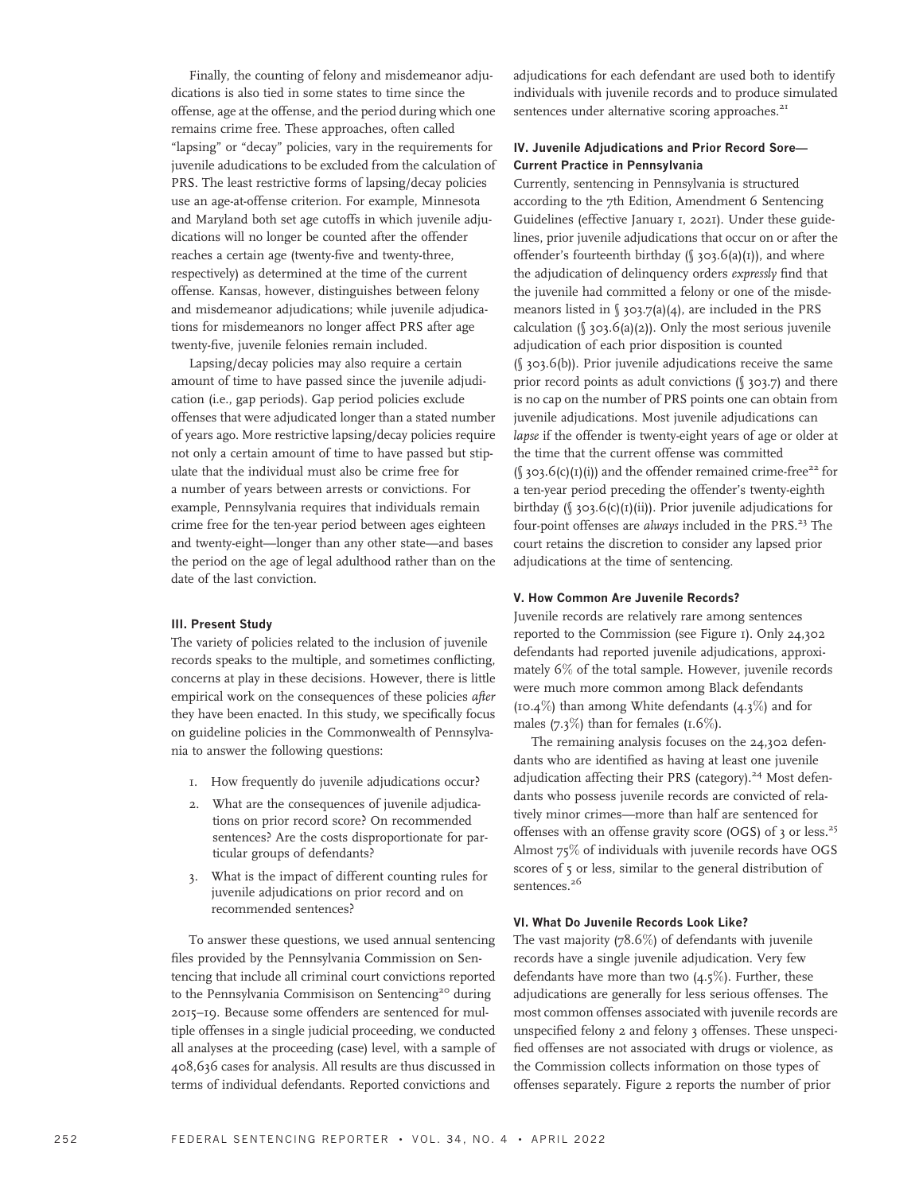Finally, the counting of felony and misdemeanor adjudications is also tied in some states to time since the offense, age at the offense, and the period during which one remains crime free. These approaches, often called "lapsing" or "decay" policies, vary in the requirements for juvenile adudications to be excluded from the calculation of PRS. The least restrictive forms of lapsing/decay policies use an age-at-offense criterion. For example, Minnesota and Maryland both set age cutoffs in which juvenile adjudications will no longer be counted after the offender reaches a certain age (twenty-five and twenty-three, respectively) as determined at the time of the current offense. Kansas, however, distinguishes between felony and misdemeanor adjudications; while juvenile adjudications for misdemeanors no longer affect PRS after age twenty-five, juvenile felonies remain included.

Lapsing/decay policies may also require a certain amount of time to have passed since the juvenile adjudication (i.e., gap periods). Gap period policies exclude offenses that were adjudicated longer than a stated number of years ago. More restrictive lapsing/decay policies require not only a certain amount of time to have passed but stipulate that the individual must also be crime free for a number of years between arrests or convictions. For example, Pennsylvania requires that individuals remain crime free for the ten-year period between ages eighteen and twenty-eight—longer than any other state—and bases the period on the age of legal adulthood rather than on the date of the last conviction.

### III. Present Study

The variety of policies related to the inclusion of juvenile records speaks to the multiple, and sometimes conflicting, concerns at play in these decisions. However, there is little empirical work on the consequences of these policies *after* they have been enacted. In this study, we specifically focus on guideline policies in the Commonwealth of Pennsylvania to answer the following questions:

1. How frequently do juvenile adjudications occur?
2. What are the consequences of juvenile adjudications on prior record score? On recommended sentences? Are the costs disproportionate for particular groups of defendants?
3. What is the impact of different counting rules for juvenile adjudications on prior record and on recommended sentences?

To answer these questions, we used annual sentencing files provided by the Pennsylvania Commission on Sentencing that include all criminal court convictions reported to the Pennsylvania Commisison on Sentencing[20] during 2015–19. Because some offenders are sentenced for multiple offenses in a single judicial proceeding, we conducted all analyses at the proceeding (case) level, with a sample of 408,636 cases for analysis. All results are thus discussed in terms of individual defendants. Reported convictions and adjudications for each defendant are used both to identify individuals with juvenile records and to produce simulated sentences under alternative scoring approaches.[21]

### IV. Juvenile Adjudications and Prior Record Sore—Current Practice in Pennsylvania

Currently, sentencing in Pennsylvania is structured according to the 7th Edition, Amendment 6 Sentencing Guidelines (effective January 1, 2021). Under these guidelines, prior juvenile adjudications that occur on or after the offender's fourteenth birthday (§ 303.6(a)(1)), and where the adjudication of delinquency orders *expressly* find that the juvenile had committed a felony or one of the misdemeanors listed in § 303.7(a)(4), are included in the PRS calculation (§ 303.6(a)(2)). Only the most serious juvenile adjudication of each prior disposition is counted (§ 303.6(b)). Prior juvenile adjudications receive the same prior record points as adult convictions (§ 303.7) and there is no cap on the number of PRS points one can obtain from juvenile adjudications. Most juvenile adjudications can *lapse* if the offender is twenty-eight years of age or older at the time that the current offense was committed (§ 303.6(c)(1)(i)) and the offender remained crime-free[22] for a ten-year period preceding the offender's twenty-eighth birthday (§ 303.6(c)(1)(ii)). Prior juvenile adjudications for four-point offenses are *always* included in the PRS.[23] The court retains the discretion to consider any lapsed prior adjudications at the time of sentencing.

### V. How Common Are Juvenile Records?

Juvenile records are relatively rare among sentences reported to the Commission (see Figure 1). Only 24,302 defendants had reported juvenile adjudications, approximately 6% of the total sample. However, juvenile records were much more common among Black defendants (10.4%) than among White defendants (4.3%) and for males (7.3%) than for females (1.6%).

The remaining analysis focuses on the 24,302 defendants who are identified as having at least one juvenile adjudication affecting their PRS (category).[24] Most defendants who possess juvenile records are convicted of relatively minor crimes—more than half are sentenced for offenses with an offense gravity score (OGS) of 3 or less.[25] Almost 75% of individuals with juvenile records have OGS scores of 5 or less, similar to the general distribution of sentences.[26]

### VI. What Do Juvenile Records Look Like?

The vast majority (78.6%) of defendants with juvenile records have a single juvenile adjudication. Very few defendants have more than two (4.5%). Further, these adjudications are generally for less serious offenses. The most common offenses associated with juvenile records are unspecified felony 2 and felony 3 offenses. These unspecified offenses are not associated with drugs or violence, as the Commission collects information on those types of offenses separately. Figure 2 reports the number of prior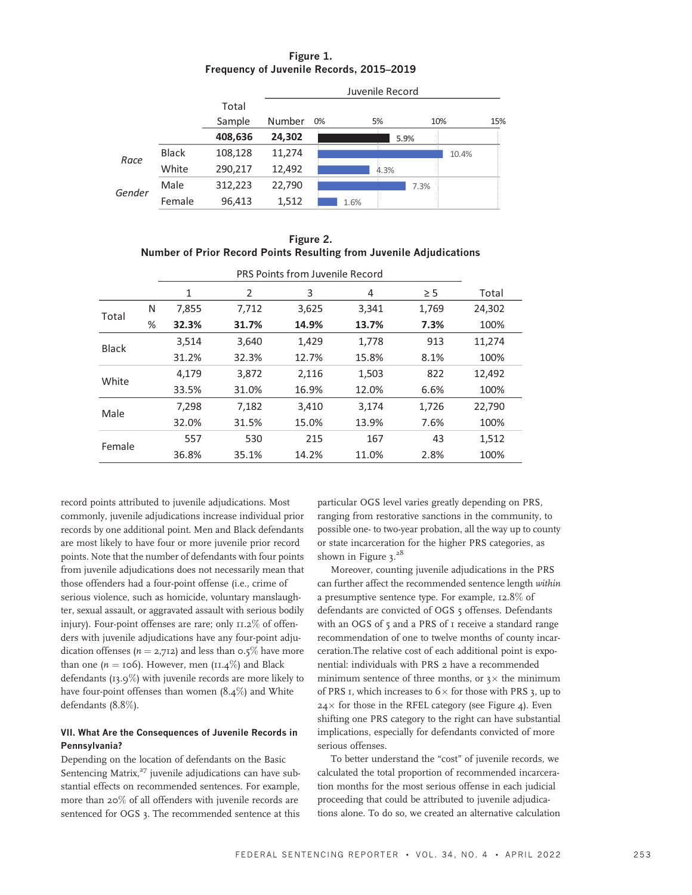**Figure 1.**
**Frequency of Juvenile Records, 2015–2019**

| | | Total Sample | Number | Juvenile Record |
|---|---|---|---|---|
| | | **408,636** | **24,302** | **5.9%** |
| Race | Black | 108,128 | 11,274 | 10.4% |
| | White | 290,217 | 12,492 | 4.3% |
| Gender | Male | 312,223 | 22,790 | 7.3% |
| | Female | 96,413 | 1,512 | 1.6% |

**Figure 2.**
**Number of Prior Record Points Resulting from Juvenile Adjudications**

| | | PRS Points from Juvenile Record | | | | | |
|---|---|---|---|---|---|---|---|
| | | 1 | 2 | 3 | 4 | ≥ 5 | Total |
| Total | N | 7,855 | 7,712 | 3,625 | 3,341 | 1,769 | 24,302 |
| | % | **32.3%** | **31.7%** | **14.9%** | **13.7%** | **7.3%** | 100% |
| Black | | 3,514 | 3,640 | 1,429 | 1,778 | 913 | 11,274 |
| | | 31.2% | 32.3% | 12.7% | 15.8% | 8.1% | 100% |
| White | | 4,179 | 3,872 | 2,116 | 1,503 | 822 | 12,492 |
| | | 33.5% | 31.0% | 16.9% | 12.0% | 6.6% | 100% |
| Male | | 7,298 | 7,182 | 3,410 | 3,174 | 1,726 | 22,790 |
| | | 32.0% | 31.5% | 15.0% | 13.9% | 7.6% | 100% |
| Female | | 557 | 530 | 215 | 167 | 43 | 1,512 |
| | | 36.8% | 35.1% | 14.2% | 11.0% | 2.8% | 100% |

record points attributed to juvenile adjudications. Most commonly, juvenile adjudications increase individual prior records by one additional point. Men and Black defendants are most likely to have four or more juvenile prior record points. Note that the number of defendants with four points from juvenile adjudications does not necessarily mean that those offenders had a four-point offense (i.e., crime of serious violence, such as homicide, voluntary manslaughter, sexual assault, or aggravated assault with serious bodily injury). Four-point offenses are rare; only 11.2% of offenders with juvenile adjudications have any four-point adjudication offenses ($n = 2{,}712$) and less than 0.5% have more than one ($n = 106$). However, men (11.4%) and Black defendants (13.9%) with juvenile records are more likely to have four-point offenses than women (8.4%) and White defendants (8.8%).

### VII. What Are the Consequences of Juvenile Records in Pennsylvania?

Depending on the location of defendants on the Basic Sentencing Matrix,[27] juvenile adjudications can have substantial effects on recommended sentences. For example, more than 20% of all offenders with juvenile records are sentenced for OGS 3. The recommended sentence at this particular OGS level varies greatly depending on PRS, ranging from restorative sanctions in the community, to possible one- to two-year probation, all the way up to county or state incarceration for the higher PRS categories, as shown in Figure 3.[28]

Moreover, counting juvenile adjudications in the PRS can further affect the recommended sentence length *within* a presumptive sentence type. For example, 12.8% of defendants are convicted of OGS 5 offenses. Defendants with an OGS of 5 and a PRS of 1 receive a standard range recommendation of one to twelve months of county incarceration.The relative cost of each additional point is exponential: individuals with PRS 2 have a recommended minimum sentence of three months, or 3× the minimum of PRS 1, which increases to 6× for those with PRS 3, up to 24× for those in the RFEL category (see Figure 4). Even shifting one PRS category to the right can have substantial implications, especially for defendants convicted of more serious offenses.

To better understand the "cost" of juvenile records, we calculated the total proportion of recommended incarceration months for the most serious offense in each judicial proceeding that could be attributed to juvenile adjudications alone. To do so, we created an alternative calculation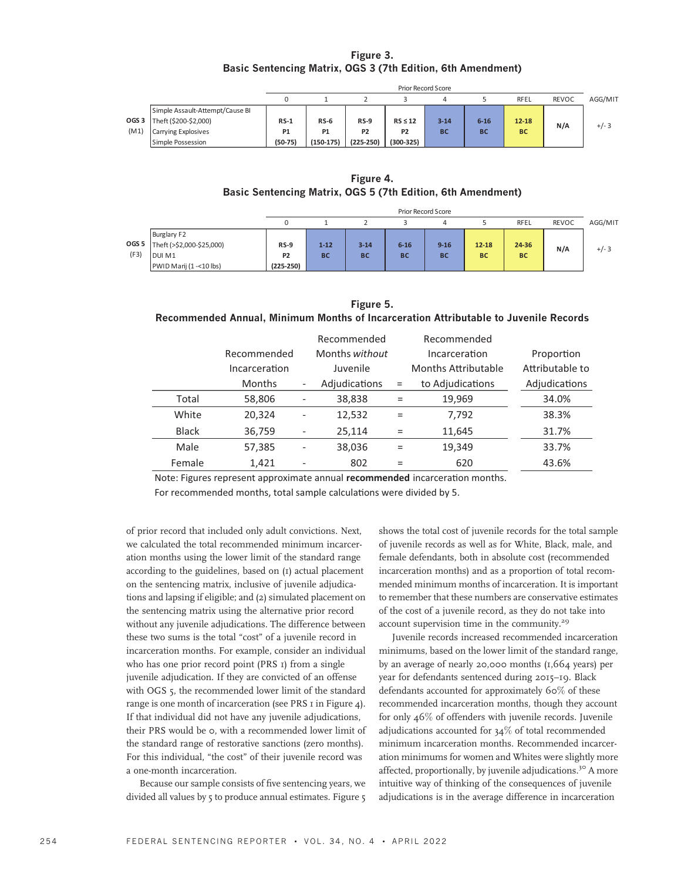**Figure 3.**
**Basic Sentencing Matrix, OGS 3 (7th Edition, 6th Amendment)**

| | | Prior Record Score | | | | | | | | |
|---|---|---|---|---|---|---|---|---|---|---|
| | | 0 | 1 | 2 | 3 | 4 | 5 | RFEL | REVOC | AGG/MIT |
| OGS 3 (M1) | Simple Assault-Attempt/Cause BI<br>Theft ($200-$2,000)<br>Carrying Explosives<br>Simple Possession | RS-1<br>P1<br>(50-75) | RS-6<br>P1<br>(150-175) | RS-9<br>P2<br>(225-250) | RS ≤ 12<br>P2<br>(300-325) | 3-14<br>BC | 6-16<br>BC | 12-18<br>BC | N/A | +/- 3 |

**Figure 4.**
**Basic Sentencing Matrix, OGS 5 (7th Edition, 6th Amendment)**

| | | Prior Record Score | | | | | | | | |
|---|---|---|---|---|---|---|---|---|---|---|
| | | 0 | 1 | 2 | 3 | 4 | 5 | RFEL | REVOC | AGG/MIT |
| OGS 5 (F3) | Burglary F2<br>Theft (>$2,000-$25,000)<br>DUI M1<br>PWID Marij (1 -<10 lbs) | RS-9<br>P2<br>(225-250) | 1-12<br>BC | 3-14<br>BC | 6-16<br>BC | 9-16<br>BC | 12-18<br>BC | 24-36<br>BC | N/A | +/- 3 |

**Figure 5.**
**Recommended Annual, Minimum Months of Incarceration Attributable to Juvenile Records**

| | Recommended Incarceration Months | - | Recommended Months *without* Juvenile Adjudications | = | Recommended Incarceration Months Attributable to Adjudications | Proportion Attributable to Adjudications |
|---|---|---|---|---|---|---|
| Total | 58,806 | - | 38,838 | = | 19,969 | 34.0% |
| White | 20,324 | - | 12,532 | = | 7,792 | 38.3% |
| Black | 36,759 | - | 25,114 | = | 11,645 | 31.7% |
| Male | 57,385 | - | 38,036 | = | 19,349 | 33.7% |
| Female | 1,421 | - | 802 | = | 620 | 43.6% |

Note: Figures represent approximate annual **recommended** incarceration months. For recommended months, total sample calculations were divided by 5.

of prior record that included only adult convictions. Next, we calculated the total recommended minimum incarceration months using the lower limit of the standard range according to the guidelines, based on (1) actual placement on the sentencing matrix, inclusive of juvenile adjudications and lapsing if eligible; and (2) simulated placement on the sentencing matrix using the alternative prior record without any juvenile adjudications. The difference between these two sums is the total "cost" of a juvenile record in incarceration months. For example, consider an individual who has one prior record point (PRS 1) from a single juvenile adjudication. If they are convicted of an offense with OGS 5, the recommended lower limit of the standard range is one month of incarceration (see PRS 1 in Figure 4). If that individual did not have any juvenile adjudications, their PRS would be 0, with a recommended lower limit of the standard range of restorative sanctions (zero months). For this individual, "the cost" of their juvenile record was a one-month incarceration.

Because our sample consists of five sentencing years, we divided all values by 5 to produce annual estimates. Figure 5 shows the total cost of juvenile records for the total sample of juvenile records as well as for White, Black, male, and female defendants, both in absolute cost (recommended incarceration months) and as a proportion of total recommended minimum months of incarceration. It is important to remember that these numbers are conservative estimates of the cost of a juvenile record, as they do not take into account supervision time in the community.[29]

Juvenile records increased recommended incarceration minimums, based on the lower limit of the standard range, by an average of nearly 20,000 months (1,664 years) per year for defendants sentenced during 2015–19. Black defendants accounted for approximately 60% of these recommended incarceration months, though they account for only 46% of offenders with juvenile records. Juvenile adjudications accounted for 34% of total recommended minimum incarceration months. Recommended incarceration minimums for women and Whites were slightly more affected, proportionally, by juvenile adjudications.[30] A more intuitive way of thinking of the consequences of juvenile adjudications is in the average difference in incarceration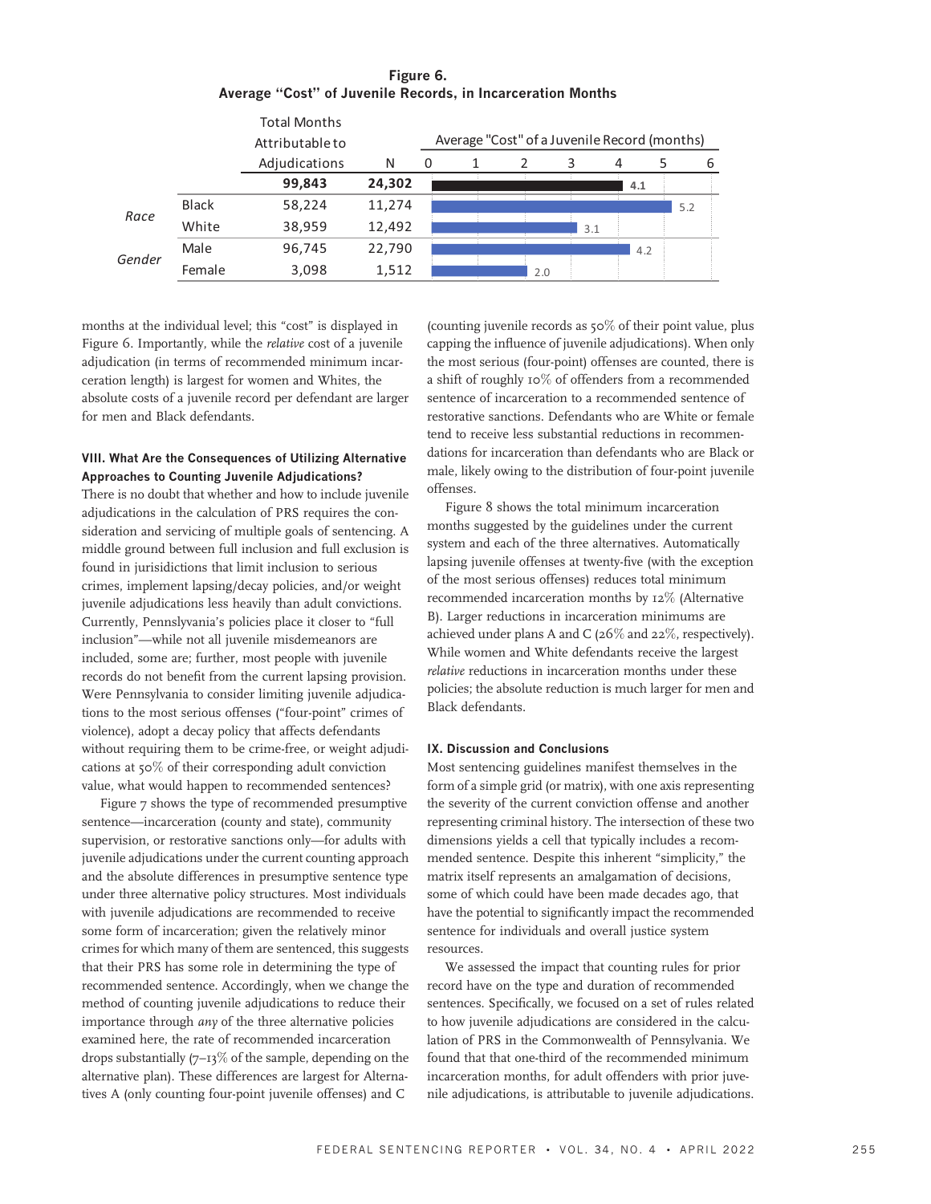**Figure 6.**
**Average "Cost" of Juvenile Records, in Incarceration Months**

| | | Total Months Attributable to Adjudications | N |
|---|---|---|---|
| | | **99,843** | **24,302** |
| Race | Black | 58,224 | 11,274 |
| | White | 38,959 | 12,492 |
| Gender | Male | 96,745 | 22,790 |
| | Female | 3,098 | 1,512 |

Average "Cost" of a Juvenile Record (months)

0 1 2 3 4 5 6

4.1

5.2

3.1

4.2

2.0

months at the individual level; this "cost" is displayed in Figure 6. Importantly, while the *relative* cost of a juvenile adjudication (in terms of recommended minimum incarceration length) is largest for women and Whites, the absolute costs of a juvenile record per defendant are larger for men and Black defendants.

### VIII. What Are the Consequences of Utilizing Alternative Approaches to Counting Juvenile Adjudications?

There is no doubt that whether and how to include juvenile adjudications in the calculation of PRS requires the consideration and servicing of multiple goals of sentencing. A middle ground between full inclusion and full exclusion is found in jurisdictions that limit inclusion to serious crimes, implement lapsing/decay policies, and/or weight juvenile adjudications less heavily than adult convictions. Currently, Pennsylvania's policies place it closer to "full inclusion"—while not all juvenile misdemeanors are included, some are; further, most people with juvenile records do not benefit from the current lapsing provision. Were Pennsylvania to consider limiting juvenile adjudications to the most serious offenses ("four-point" crimes of violence), adopt a decay policy that affects defendants without requiring them to be crime-free, or weight adjudications at 50% of their corresponding adult conviction value, what would happen to recommended sentences?

Figure 7 shows the type of recommended presumptive sentence—incarceration (county and state), community supervision, or restorative sanctions only—for adults with juvenile adjudications under the current counting approach and the absolute differences in presumptive sentence type under three alternative policy structures. Most individuals with juvenile adjudications are recommended to receive some form of incarceration; given the relatively minor crimes for which many of them are sentenced, this suggests that their PRS has some role in determining the type of recommended sentence. Accordingly, when we change the method of counting juvenile adjudications to reduce their importance through *any* of the three alternative policies examined here, the rate of recommended incarceration drops substantially (7–13% of the sample, depending on the alternative plan). These differences are largest for Alternatives A (only counting four-point juvenile offenses) and C (counting juvenile records as 50% of their point value, plus capping the influence of juvenile adjudications). When only the most serious (four-point) offenses are counted, there is a shift of roughly 10% of offenders from a recommended sentence of incarceration to a recommended sentence of restorative sanctions. Defendants who are White or female tend to receive less substantial reductions in recommendations for incarceration than defendants who are Black or male, likely owing to the distribution of four-point juvenile offenses.

Figure 8 shows the total minimum incarceration months suggested by the guidelines under the current system and each of the three alternatives. Automatically lapsing juvenile offenses at twenty-five (with the exception of the most serious offenses) reduces total minimum recommended incarceration months by 12% (Alternative B). Larger reductions in incarceration minimums are achieved under plans A and C (26% and 22%, respectively). While women and White defendants receive the largest *relative* reductions in incarceration months under these policies; the absolute reduction is much larger for men and Black defendants.

### IX. Discussion and Conclusions

Most sentencing guidelines manifest themselves in the form of a simple grid (or matrix), with one axis representing the severity of the current conviction offense and another representing criminal history. The intersection of these two dimensions yields a cell that typically includes a recommended sentence. Despite this inherent "simplicity," the matrix itself represents an amalgamation of decisions, some of which could have been made decades ago, that have the potential to significantly impact the recommended sentence for individuals and overall justice system resources.

We assessed the impact that counting rules for prior record have on the type and duration of recommended sentences. Specifically, we focused on a set of rules related to how juvenile adjudications are considered in the calculation of PRS in the Commonwealth of Pennsylvania. We found that that one-third of the recommended minimum incarceration months, for adult offenders with prior juvenile adjudications, is attributable to juvenile adjudications.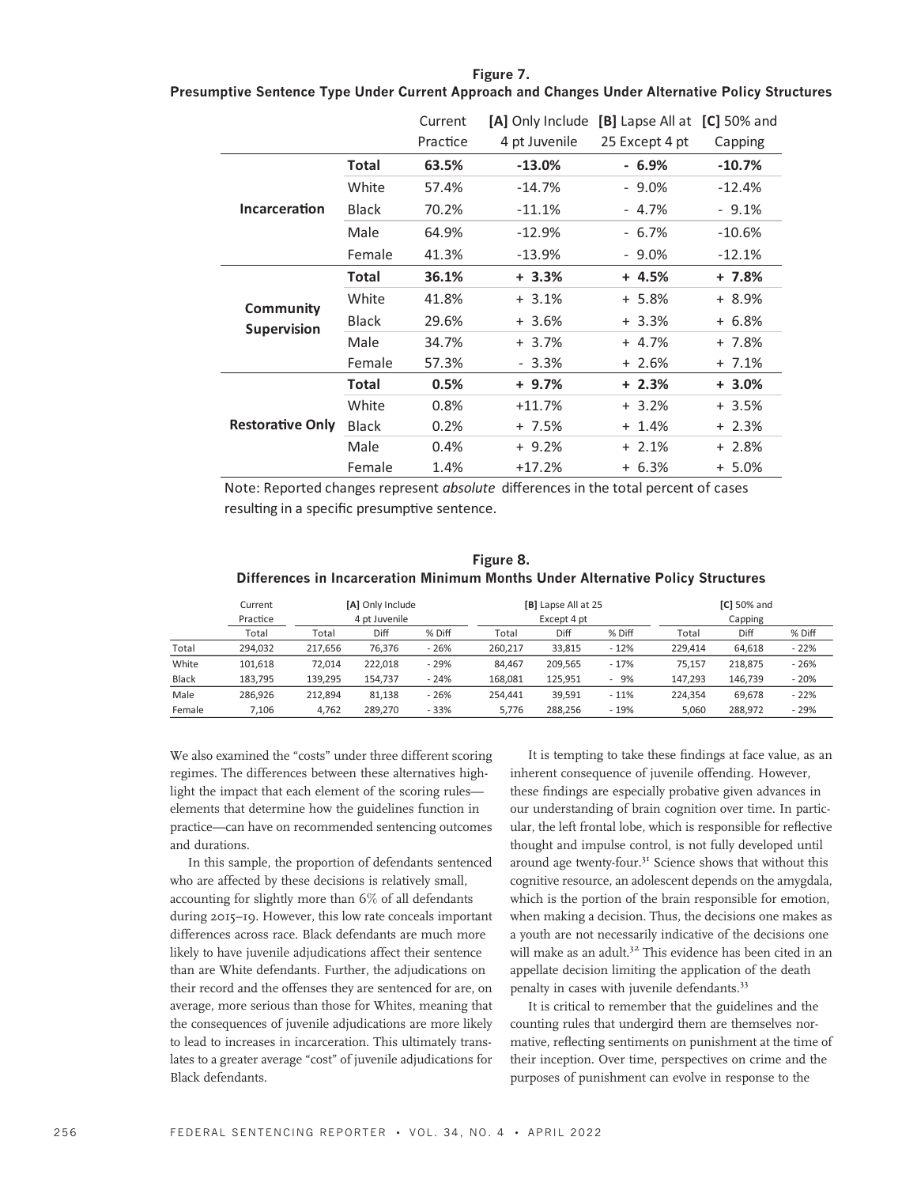**Figure 7.**
**Presumptive Sentence Type Under Current Approach and Changes Under Alternative Policy Structures**

| | | Current Practice | [A] Only Include 4 pt Juvenile | [B] Lapse All at 25 Except 4 pt | [C] 50% and Capping |
|---|---|---|---|---|---|
| **Incarceration** | **Total** | **63.5%** | **-13.0%** | **- 6.9%** | **-10.7%** |
| | White | 57.4% | -14.7% | - 9.0% | -12.4% |
| | Black | 70.2% | -11.1% | - 4.7% | - 9.1% |
| | Male | 64.9% | -12.9% | - 6.7% | -10.6% |
| | Female | 41.3% | -13.9% | - 9.0% | -12.1% |
| **Community Supervision** | **Total** | **36.1%** | **+ 3.3%** | **+ 4.5%** | **+ 7.8%** |
| | White | 41.8% | + 3.1% | + 5.8% | + 8.9% |
| | Black | 29.6% | + 3.6% | + 3.3% | + 6.8% |
| | Male | 34.7% | + 3.7% | + 4.7% | + 7.8% |
| | Female | 57.3% | - 3.3% | + 2.6% | + 7.1% |
| **Restorative Only** | **Total** | **0.5%** | **+ 9.7%** | **+ 2.3%** | **+ 3.0%** |
| | White | 0.8% | +11.7% | + 3.2% | + 3.5% |
| | Black | 0.2% | + 7.5% | + 1.4% | + 2.3% |
| | Male | 0.4% | + 9.2% | + 2.1% | + 2.8% |
| | Female | 1.4% | +17.2% | + 6.3% | + 5.0% |

Note: Reported changes represent *absolute* differences in the total percent of cases resulting in a specific presumptive sentence.

**Figure 8.**
**Differences in Incarceration Minimum Months Under Alternative Policy Structures**

| | Current Practice | [A] Only Include 4 pt Juvenile | | | [B] Lapse All at 25 Except 4 pt | | | [C] 50% and Capping | | |
|---|---|---|---|---|---|---|---|---|---|---|
| | Total | Total | Diff | % Diff | Total | Diff | % Diff | Total | Diff | % Diff |
| Total | 294,032 | 217,656 | 76,376 | - 26% | 260,217 | 33,815 | - 12% | 229,414 | 64,618 | - 22% |
| White | 101,618 | 72,014 | 222,018 | - 29% | 84,467 | 209,565 | - 17% | 75,157 | 218,875 | - 26% |
| Black | 183,795 | 139,295 | 154,737 | - 24% | 168,081 | 125,951 | - 9% | 147,293 | 146,739 | - 20% |
| Male | 286,926 | 212,894 | 81,138 | - 26% | 254,441 | 39,591 | - 11% | 224,354 | 69,678 | - 22% |
| Female | 7,106 | 4,762 | 289,270 | - 33% | 5,776 | 288,256 | - 19% | 5,060 | 288,972 | - 29% |

We also examined the "costs" under three different scoring regimes. The differences between these alternatives highlight the impact that each element of the scoring rules—elements that determine how the guidelines function in practice—can have on recommended sentencing outcomes and durations.

In this sample, the proportion of defendants sentenced who are affected by these decisions is relatively small, accounting for slightly more than 6% of all defendants during 2015–19. However, this low rate conceals important differences across race. Black defendants are much more likely to have juvenile adjudications affect their sentence than are White defendants. Further, the adjudications on their record and the offenses they are sentenced for are, on average, more serious than those for Whites, meaning that the consequences of juvenile adjudications are more likely to lead to increases in incarceration. This ultimately translates to a greater average "cost" of juvenile adjudications for Black defendants.

It is tempting to take these findings at face value, as an inherent consequence of juvenile offending. However, these findings are especially probative given advances in our understanding of brain cognition over time. In particular, the left frontal lobe, which is responsible for reflective thought and impulse control, is not fully developed until around age twenty-four.[31] Science shows that without this cognitive resource, an adolescent depends on the amygdala, which is the portion of the brain responsible for emotion, when making a decision. Thus, the decisions one makes as a youth are not necessarily indicative of the decisions one will make as an adult.[32] This evidence has been cited in an appellate decision limiting the application of the death penalty in cases with juvenile defendants.[33]

It is critical to remember that the guidelines and the counting rules that undergird them are themselves normative, reflecting sentiments on punishment at the time of their inception. Over time, perspectives on crime and the purposes of punishment can evolve in response to the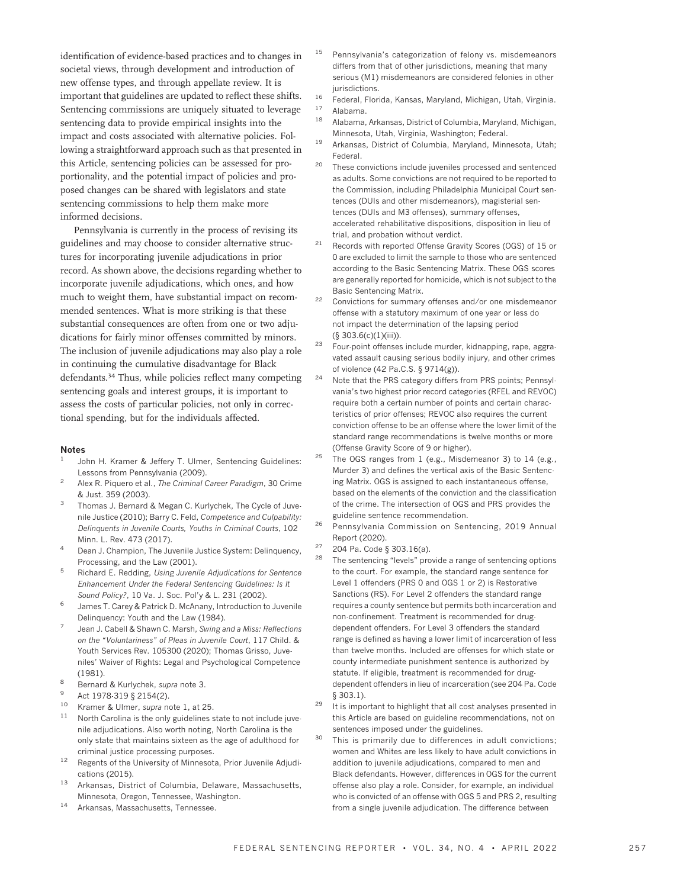identification of evidence-based practices and to changes in societal views, through development and introduction of new offense types, and through appellate review. It is important that guidelines are updated to reflect these shifts. Sentencing commissions are uniquely situated to leverage sentencing data to provide empirical insights into the impact and costs associated with alternative policies. Following a straightforward approach such as that presented in this Article, sentencing policies can be assessed for proportionality, and the potential impact of policies and proposed changes can be shared with legislators and state sentencing commissions to help them make more informed decisions.

Pennsylvania is currently in the process of revising its guidelines and may choose to consider alternative structures for incorporating juvenile adjudications in prior record. As shown above, the decisions regarding whether to incorporate juvenile adjudications, which ones, and how much to weight them, have substantial impact on recommended sentences. What is more striking is that these substantial consequences are often from one or two adjudications for fairly minor offenses committed by minors. The inclusion of juvenile adjudications may also play a role in continuing the cumulative disadvantage for Black defendants.[34] Thus, while policies reflect many competing sentencing goals and interest groups, it is important to assess the costs of particular policies, not only in correctional spending, but for the individuals affected.

## Notes

1. John H. Kramer & Jeffery T. Ulmer, Sentencing Guidelines: Lessons from Pennsylvania (2009).
2. Alex R. Piquero et al., *The Criminal Career Paradigm*, 30 Crime & Just. 359 (2003).
3. Thomas J. Bernard & Megan C. Kurlychek, The Cycle of Juvenile Justice (2010); Barry C. Feld, *Competence and Culpability: Delinquents in Juvenile Courts, Youths in Criminal Courts*, 102 Minn. L. Rev. 473 (2017).
4. Dean J. Champion, The Juvenile Justice System: Delinquency, Processing, and the Law (2001).
5. Richard E. Redding, *Using Juvenile Adjudications for Sentence Enhancement Under the Federal Sentencing Guidelines: Is It Sound Policy?*, 10 Va. J. Soc. Pol'y & L. 231 (2002).
6. James T. Carey & Patrick D. McAnany, Introduction to Juvenile Delinquency: Youth and the Law (1984).
7. Jean J. Cabell & Shawn C. Marsh, *Swing and a Miss: Reflections on the "Voluntariness" of Pleas in Juvenile Court*, 117 Child. & Youth Services Rev. 105300 (2020); Thomas Grisso, Juveniles' Waiver of Rights: Legal and Psychological Competence (1981).
8. Bernard & Kurlychek, *supra* note 3.
9. Act 1978-319 § 2154(2).
10. Kramer & Ulmer, *supra* note 1, at 25.
11. North Carolina is the only guidelines state to not include juvenile adjudications. Also worth noting, North Carolina is the only state that maintains sixteen as the age of adulthood for criminal justice processing purposes.
12. Regents of the University of Minnesota, Prior Juvenile Adjudications (2015).
13. Arkansas, District of Columbia, Delaware, Massachusetts, Minnesota, Oregon, Tennessee, Washington.
14. Arkansas, Massachusetts, Tennessee.
15. Pennsylvania's categorization of felony vs. misdemeanors differs from that of other jurisdictions, meaning that many serious (M1) misdemeanors are considered felonies in other jurisdictions.
16. Federal, Florida, Kansas, Maryland, Michigan, Utah, Virginia.
17. Alabama.
18. Alabama, Arkansas, District of Columbia, Maryland, Michigan, Minnesota, Utah, Virginia, Washington; Federal.
19. Arkansas, District of Columbia, Maryland, Minnesota, Utah; Federal.
20. These convictions include juveniles processed and sentenced as adults. Some convictions are not required to be reported to the Commission, including Philadelphia Municipal Court sentences (DUIs and other misdemeanors), magisterial sentences (DUIs and M3 offenses), summary offenses, accelerated rehabilitative dispositions, disposition in lieu of trial, and probation without verdict.
21. Records with reported Offense Gravity Scores (OGS) of 15 or 0 are excluded to limit the sample to those who are sentenced according to the Basic Sentencing Matrix. These OGS scores are generally reported for homicide, which is not subject to the Basic Sentencing Matrix.
22. Convictions for summary offenses and/or one misdemeanor offense with a statutory maximum of one year or less do not impact the determination of the lapsing period (§ 303.6(c)(1)(iii)).
23. Four-point offenses include murder, kidnapping, rape, aggravated assault causing serious bodily injury, and other crimes of violence (42 Pa.C.S. § 9714(g)).
24. Note that the PRS category differs from PRS points; Pennsylvania's two highest prior record categories (RFEL and REVOC) require both a certain number of points and certain characteristics of prior offenses; REVOC also requires the current conviction offense to be an offense where the lower limit of the standard range recommendations is twelve months or more (Offense Gravity Score of 9 or higher).
25. The OGS ranges from 1 (e.g., Misdemeanor 3) to 14 (e.g., Murder 3) and defines the vertical axis of the Basic Sentencing Matrix. OGS is assigned to each instantaneous offense, based on the elements of the conviction and the classification of the crime. The intersection of OGS and PRS provides the guideline sentence recommendation.
26. Pennsylvania Commission on Sentencing, 2019 Annual Report (2020).
27. 204 Pa. Code § 303.16(a).
28. The sentencing "levels" provide a range of sentencing options to the court. For example, the standard range sentence for Level 1 offenders (PRS 0 and OGS 1 or 2) is Restorative Sanctions (RS). For Level 2 offenders the standard range requires a county sentence but permits both incarceration and non-confinement. Treatment is recommended for drug-dependent offenders. For Level 3 offenders the standard range is defined as having a lower limit of incarceration of less than twelve months. Included are offenses for which state or county intermediate punishment sentence is authorized by statute. If eligible, treatment is recommended for drug-dependent offenders in lieu of incarceration (see 204 Pa. Code § 303.1).
29. It is important to highlight that all cost analyses presented in this Article are based on guideline recommendations, not on sentences imposed under the guidelines.
30. This is primarily due to differences in adult convictions; women and Whites are less likely to have adult convictions in addition to juvenile adjudications, compared to men and Black defendants. However, differences in OGS for the current offense also play a role. Consider, for example, an individual who is convicted of an offense with OGS 5 and PRS 2, resulting from a single juvenile adjudication. The difference between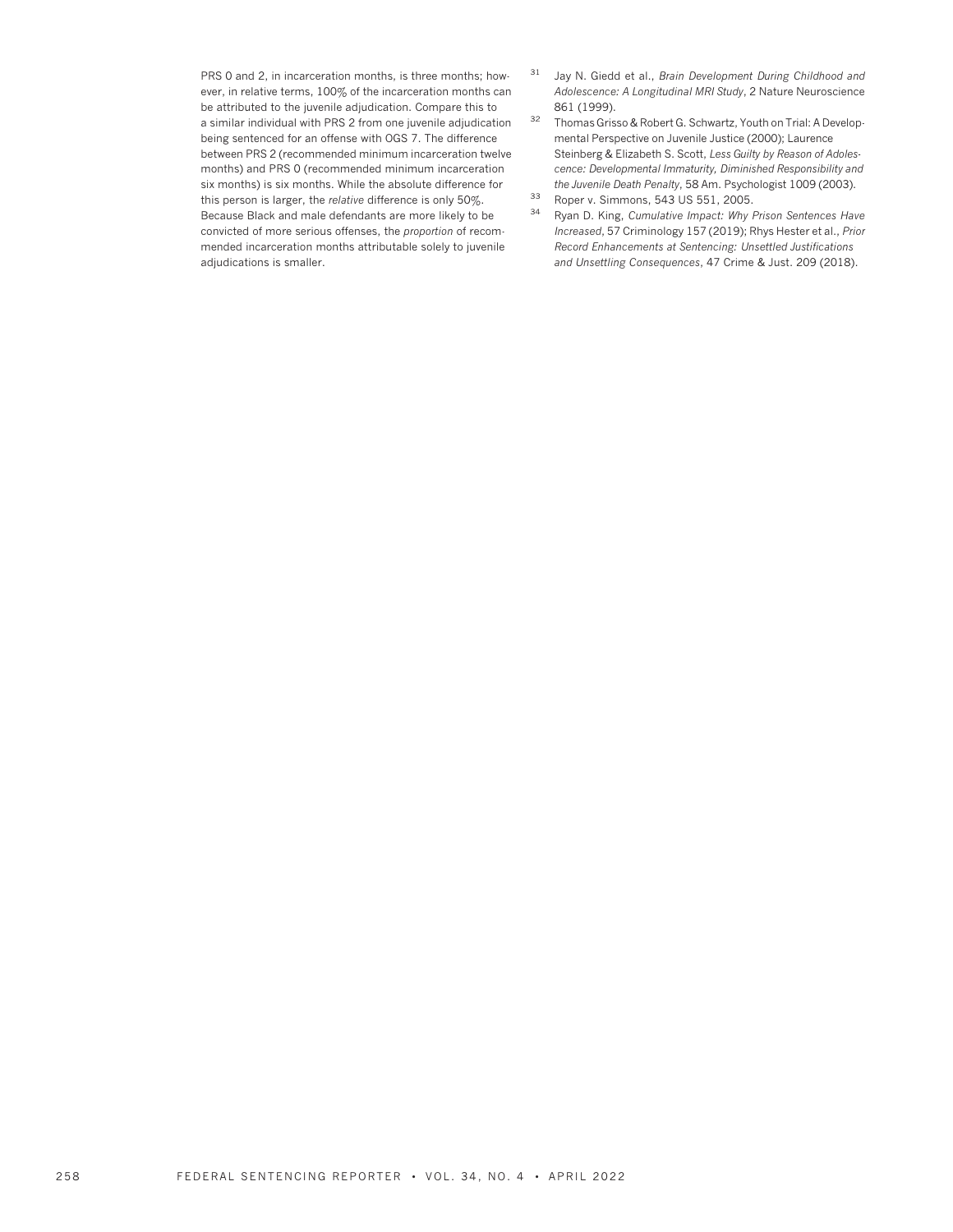PRS 0 and 2, in incarceration months, is three months; however, in relative terms, 100% of the incarceration months can be attributed to the juvenile adjudication. Compare this to a similar individual with PRS 2 from one juvenile adjudication being sentenced for an offense with OGS 7. The difference between PRS 2 (recommended minimum incarceration twelve months) and PRS 0 (recommended minimum incarceration six months) is six months. While the absolute difference for this person is larger, the *relative* difference is only 50%. Because Black and male defendants are more likely to be convicted of more serious offenses, the *proportion* of recommended incarceration months attributable solely to juvenile adjudications is smaller.

[31] Jay N. Giedd et al., *Brain Development During Childhood and Adolescence: A Longitudinal MRI Study*, 2 Nature Neuroscience 861 (1999).

[32] Thomas Grisso & Robert G. Schwartz, Youth on Trial: A Developmental Perspective on Juvenile Justice (2000); Laurence Steinberg & Elizabeth S. Scott, *Less Guilty by Reason of Adolescence: Developmental Immaturity, Diminished Responsibility and the Juvenile Death Penalty*, 58 Am. Psychologist 1009 (2003).

[33] Roper v. Simmons, 543 US 551, 2005.

[34] Ryan D. King, *Cumulative Impact: Why Prison Sentences Have Increased*, 57 Criminology 157 (2019); Rhys Hester et al., *Prior Record Enhancements at Sentencing: Unsettled Justifications and Unsettling Consequences*, 47 Crime & Just. 209 (2018).